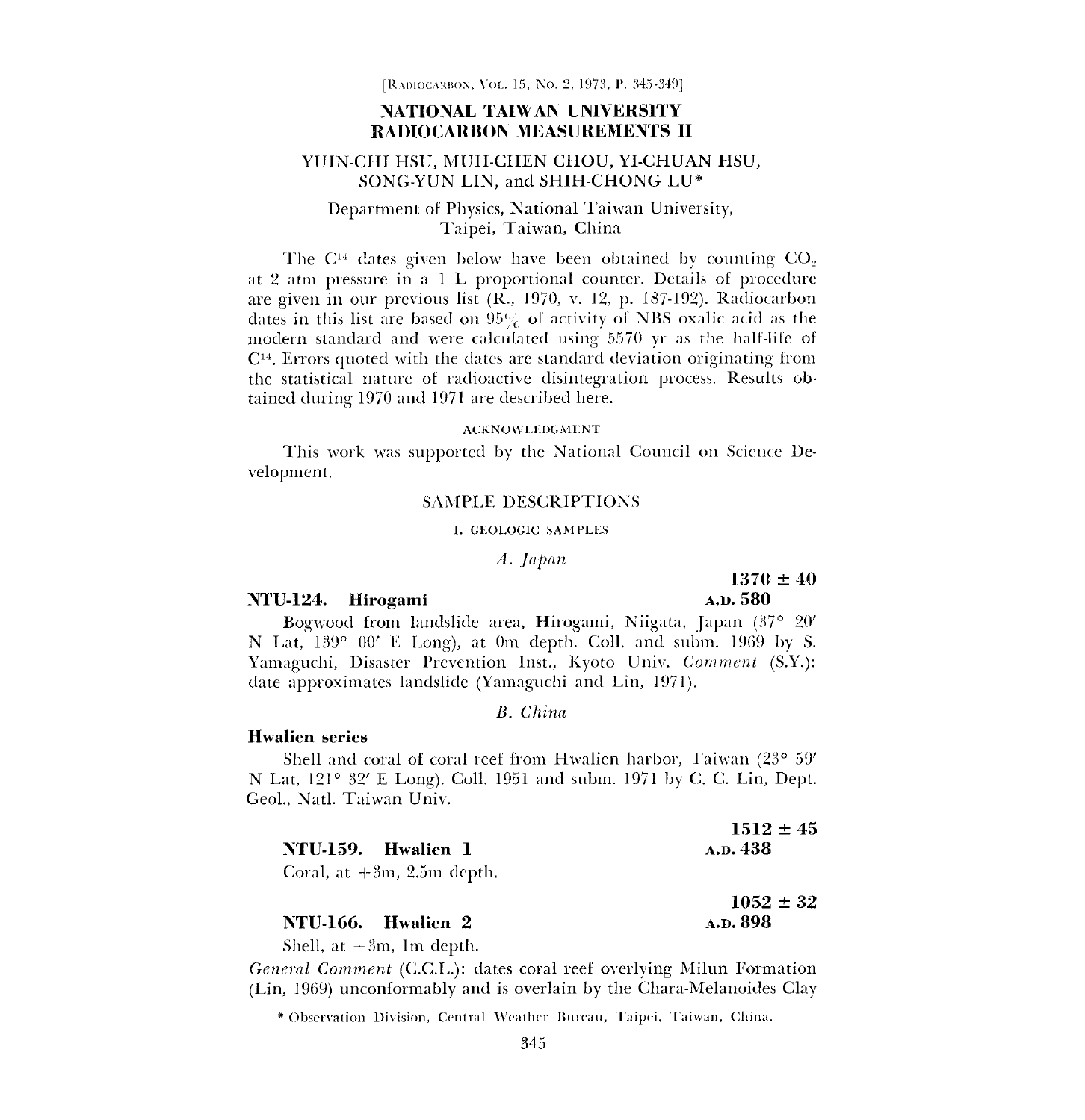# NATIONAL TAIWAN UNIVERSITY RADIOCARBON MEASUREMENTS II

YUIN-CHI HSU, MUH-CHEN CHOU, YI-CHUAN HSU, SONG-YUN LIN, and SHIH-CHONG LU*

Department of Physics, National Taiwan University, Taipei, Taiwan, China

The $C^{14}$ dates given below have been obtained by counting $CO_2$ at 2 atm pressure in a 1 L proportional counter. Details of procedure are given in our previous list (R., 1970, v. 12, p. 187-192). Radiocarbon dates in this list are based on 95% of activity of NBS oxalic acid as the modern standard and were calculated using 5570 yr as the half-life of $C^{14}$. Errors quoted with the dates are standard deviation originating from the statistical nature of radioactive disintegration process. Results obtained during 1970 and 1971 are described here.

###### ACKNOWLEDGMENT

This work was supported by the National Council on Science Development.

## SAMPLE DESCRIPTIONS

### I. GEOLOGIC SAMPLES

#### *A. Japan*

**NTU-124. Hirogami** — **1370 ± 40** — **A.D. 580**

Bogwood from landslide area, Hirogami, Niigata, Japan (37° 20′ N Lat, 139° 00′ E Long), at 0m depth. Coll. and subm. 1969 by S. Yamaguchi, Disaster Prevention Inst., Kyoto Univ. *Comment* (S.Y.): date approximates landslide (Yamaguchi and Lin, 1971).

#### *B. China*

**Hwalien series**

Shell and coral of coral reef from Hwalien harbor, Taiwan (23° 59′ N Lat, 121° 32′ E Long). Coll. 1951 and subm. 1971 by C. C. Lin, Dept. Geol., Natl. Taiwan Univ.

**NTU-159. Hwalien 1** — **1512 ± 45** — **A.D. 438**

Coral, at +3m, 2.5m depth.

**NTU-166. Hwalien 2** — **1052 ± 32** — **A.D. 898**

Shell, at +3m, 1m depth.

*General Comment* (C.C.L.): dates coral reef overlying Milun Formation (Lin, 1969) unconformably and is overlain by the Chara-Melanoides Clay

\* Observation Division, Central Weather Bureau, Taipei, Taiwan, China.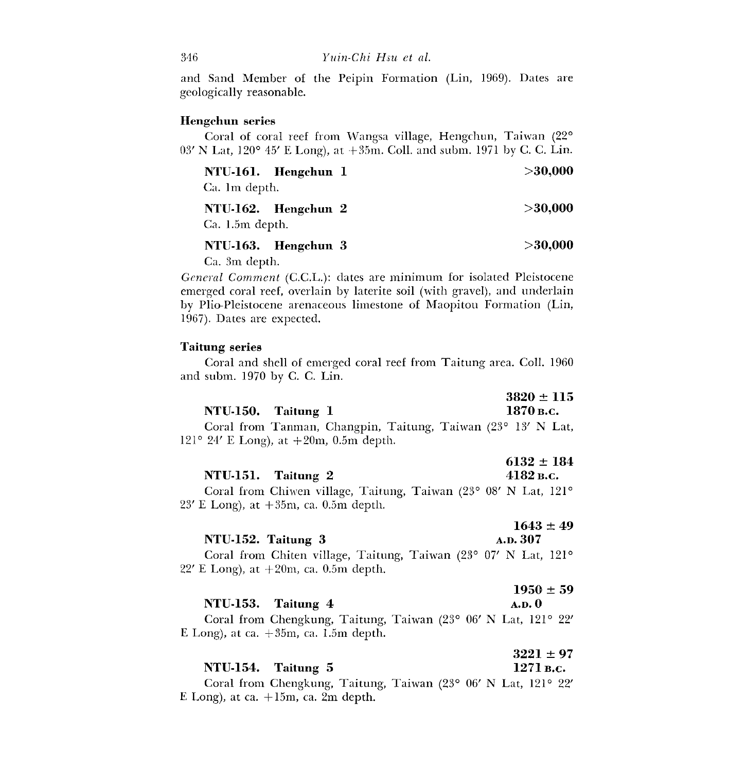and Sand Member of the Peipin Formation (Lin, 1969). Dates are geologically reasonable.

### Hengchun series

Coral of coral reef from Wangsa village, Hengchun, Taiwan (22° 03′ N Lat, 120° 45′ E Long), at +35m. Coll. and subm. 1971 by C. C. Lin.

**NTU-161. Hengchun 1** **>30,000**

Ca. 1m depth.

**NTU-162. Hengchun 2** **>30,000**

Ca. 1.5m depth.

**NTU-163. Hengchun 3** **>30,000**

Ca. 3m depth.

*General Comment* (C.C.L.): dates are minimum for isolated Pleistocene emerged coral reef, overlain by laterite soil (with gravel), and underlain by Plio-Pleistocene arenaceous limestone of Maopitou Formation (Lin, 1967). Dates are expected.

### Taitung series

Coral and shell of emerged coral reef from Taitung area. Coll. 1960 and subm. 1970 by C. C. Lin.

**NTU-150. Taitung 1** **3820 ± 115**
**1870 B.C.**

Coral from Tanman, Changpin, Taitung, Taiwan (23° 13′ N Lat, 121° 24′ E Long), at +20m, 0.5m depth.

**NTU-151. Taitung 2** **6132 ± 184**
**4182 B.C.**

Coral from Chiwen village, Taitung, Taiwan (23° 08′ N Lat, 121° 23′ E Long), at +35m, ca. 0.5m depth.

**NTU-152. Taitung 3** **1643 ± 49**
**A.D. 307**

Coral from Chiten village, Taitung, Taiwan (23° 07′ N Lat, 121° 22′ E Long), at +20m, ca. 0.5m depth.

**NTU-153. Taitung 4** **1950 ± 59**
**A.D. 0**

Coral from Chengkung, Taitung, Taiwan (23° 06′ N Lat, 121° 22′ E Long), at ca. +35m, ca. 1.5m depth.

**NTU-154. Taitung 5** **3221 ± 97**
**1271 B.C.**

Coral from Chengkung, Taitung, Taiwan (23° 06′ N Lat, 121° 22′ E Long), at ca. +15m, ca. 2m depth.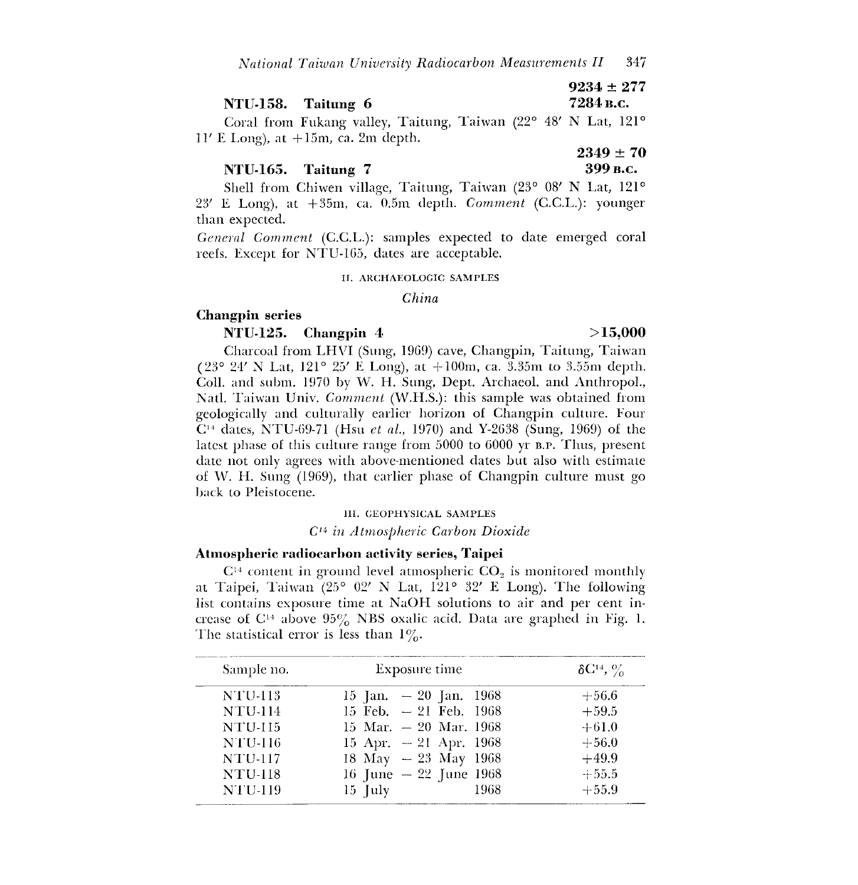**9234 ± 277**
**7284 B.C.**

### NTU-158. Taitung 6

Coral from Fukang valley, Taitung, Taiwan (22° 48′ N Lat, 121° 11′ E Long), at +15m, ca. 2m depth.

**2349 ± 70**
**399 B.C.**

### NTU-165. Taitung 7

Shell from Chiwen village, Taitung, Taiwan (23° 08′ N Lat, 121° 23′ E Long), at +35m, ca. 0.5m depth. *Comment* (C.C.L.): younger than expected.

*General Comment* (C.C.L.): samples expected to date emerged coral reefs. Except for NTU-165, dates are acceptable.

## II. ARCHAEOLOGIC SAMPLES

### *China*

### Changpin series

### NTU-125. Changpin 4 — >15,000

Charcoal from LHVI (Sung, 1969) cave, Changpin, Taitung, Taiwan (23° 24′ N Lat, 121° 25′ E Long), at +100m, ca. 3.35m to 3.55m depth. Coll. and subm. 1970 by W. H. Sung, Dept. Archaeol. and Anthropol., Natl. Taiwan Univ. *Comment* (W.H.S.): this sample was obtained from geologically and culturally earlier horizon of Changpin culture. Four $C^{14}$ dates, NTU-69-71 (Hsu *et al.*, 1970) and Y-2638 (Sung, 1969) of the latest phase of this culture range from 5000 to 6000 yr B.P. Thus, present date not only agrees with above-mentioned dates but also with estimate of W. H. Sung (1969), that earlier phase of Changpin culture must go back to Pleistocene.

## III. GEOPHYSICAL SAMPLES

### *$C^{14}$ in Atmospheric Carbon Dioxide*

### Atmospheric radiocarbon activity series, Taipei

$C^{14}$ content in ground level atmospheric $CO_2$ is monitored monthly at Taipei, Taiwan (25° 02′ N Lat, 121° 32′ E Long). The following list contains exposure time at NaOH solutions to air and per cent increase of $C^{14}$ above 95% NBS oxalic acid. Data are graphed in Fig. 1. The statistical error is less than 1%.

| Sample no. | Exposure time | $\delta C^{14}$, % |
|---|---|---|
| NTU-113 | 15 Jan. – 20 Jan. 1968 | +56.6 |
| NTU-114 | 15 Feb. – 21 Feb. 1968 | +59.5 |
| NTU-115 | 15 Mar. – 20 Mar. 1968 | +61.0 |
| NTU-116 | 15 Apr. – 21 Apr. 1968 | +56.0 |
| NTU-117 | 18 May – 23 May 1968 | +49.9 |
| NTU-118 | 16 June – 22 June 1968 | +55.5 |
| NTU-119 | 15 July 1968 | +55.9 |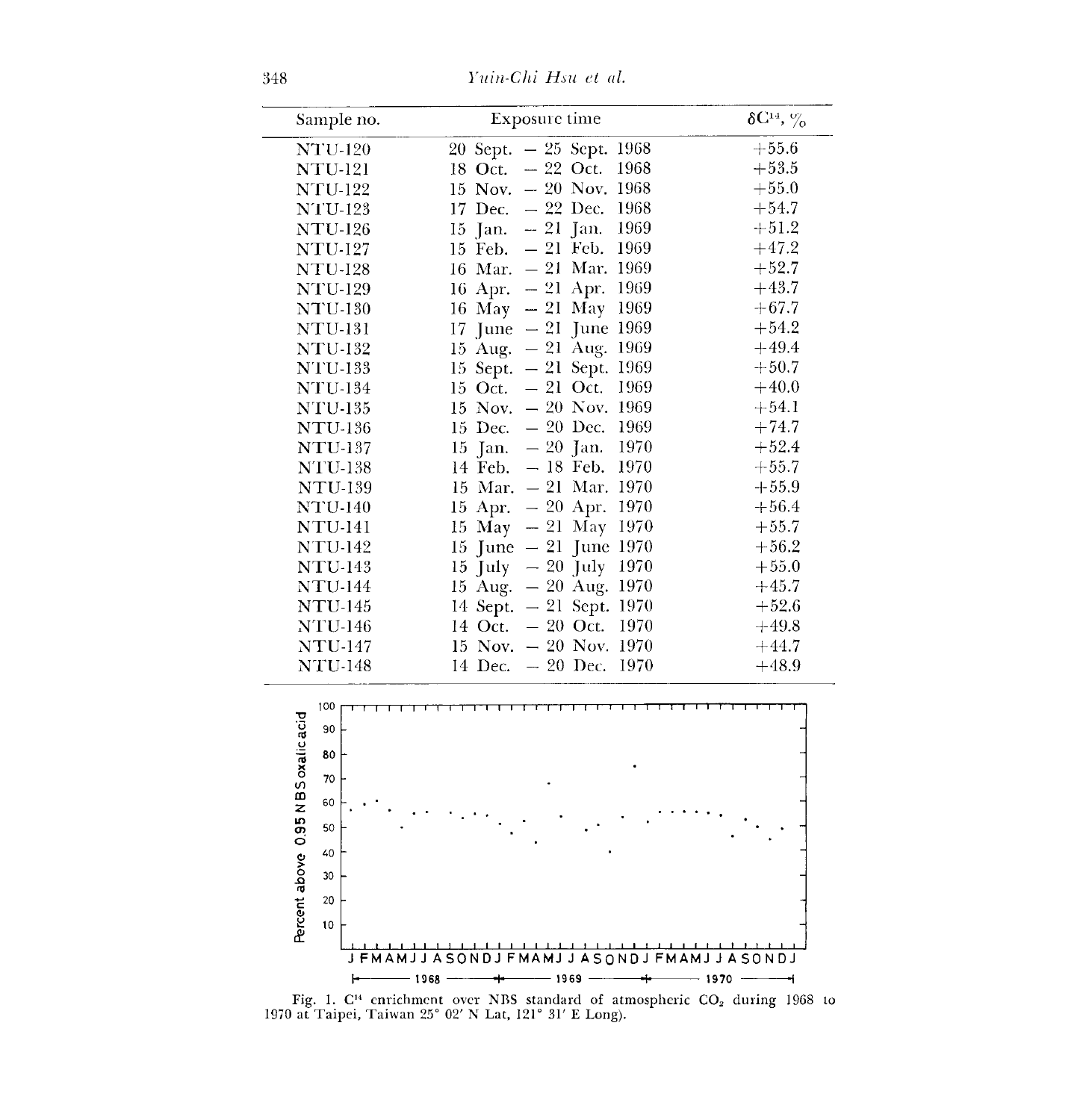| Sample no. | Exposure time | $\delta C^{14}$, % |
|---|---|---|
| NTU-120 | 20 Sept. – 25 Sept. 1968 | +55.6 |
| NTU-121 | 18 Oct. – 22 Oct. 1968 | +53.5 |
| NTU-122 | 15 Nov. – 20 Nov. 1968 | +55.0 |
| NTU-123 | 17 Dec. – 22 Dec. 1968 | +54.7 |
| NTU-126 | 15 Jan. – 21 Jan. 1969 | +51.2 |
| NTU-127 | 15 Feb. – 21 Feb. 1969 | +47.2 |
| NTU-128 | 16 Mar. – 21 Mar. 1969 | +52.7 |
| NTU-129 | 16 Apr. – 21 Apr. 1969 | +43.7 |
| NTU-130 | 16 May – 21 May 1969 | +67.7 |
| NTU-131 | 17 June – 21 June 1969 | +54.2 |
| NTU-132 | 15 Aug. – 21 Aug. 1969 | +49.4 |
| NTU-133 | 15 Sept. – 21 Sept. 1969 | +50.7 |
| NTU-134 | 15 Oct. – 21 Oct. 1969 | +40.0 |
| NTU-135 | 15 Nov. – 20 Nov. 1969 | +54.1 |
| NTU-136 | 15 Dec. – 20 Dec. 1969 | +74.7 |
| NTU-137 | 15 Jan. – 20 Jan. 1970 | +52.4 |
| NTU-138 | 14 Feb. – 18 Feb. 1970 | +55.7 |
| NTU-139 | 15 Mar. – 21 Mar. 1970 | +55.9 |
| NTU-140 | 15 Apr. – 20 Apr. 1970 | +56.4 |
| NTU-141 | 15 May – 21 May 1970 | +55.7 |
| NTU-142 | 15 June – 21 June 1970 | +56.2 |
| NTU-143 | 15 July – 20 July 1970 | +55.0 |
| NTU-144 | 15 Aug. – 20 Aug. 1970 | +45.7 |
| NTU-145 | 14 Sept. – 21 Sept. 1970 | +52.6 |
| NTU-146 | 14 Oct. – 20 Oct. 1970 | +49.8 |
| NTU-147 | 15 Nov. – 20 Nov. 1970 | +44.7 |
| NTU-148 | 14 Dec. – 20 Dec. 1970 | +48.9 |

Fig. 1. $C^{14}$ enrichment over NBS standard of atmospheric $CO_2$ during 1968 to 1970 at Taipei, Taiwan 25° 02′ N Lat, 121° 31′ E Long).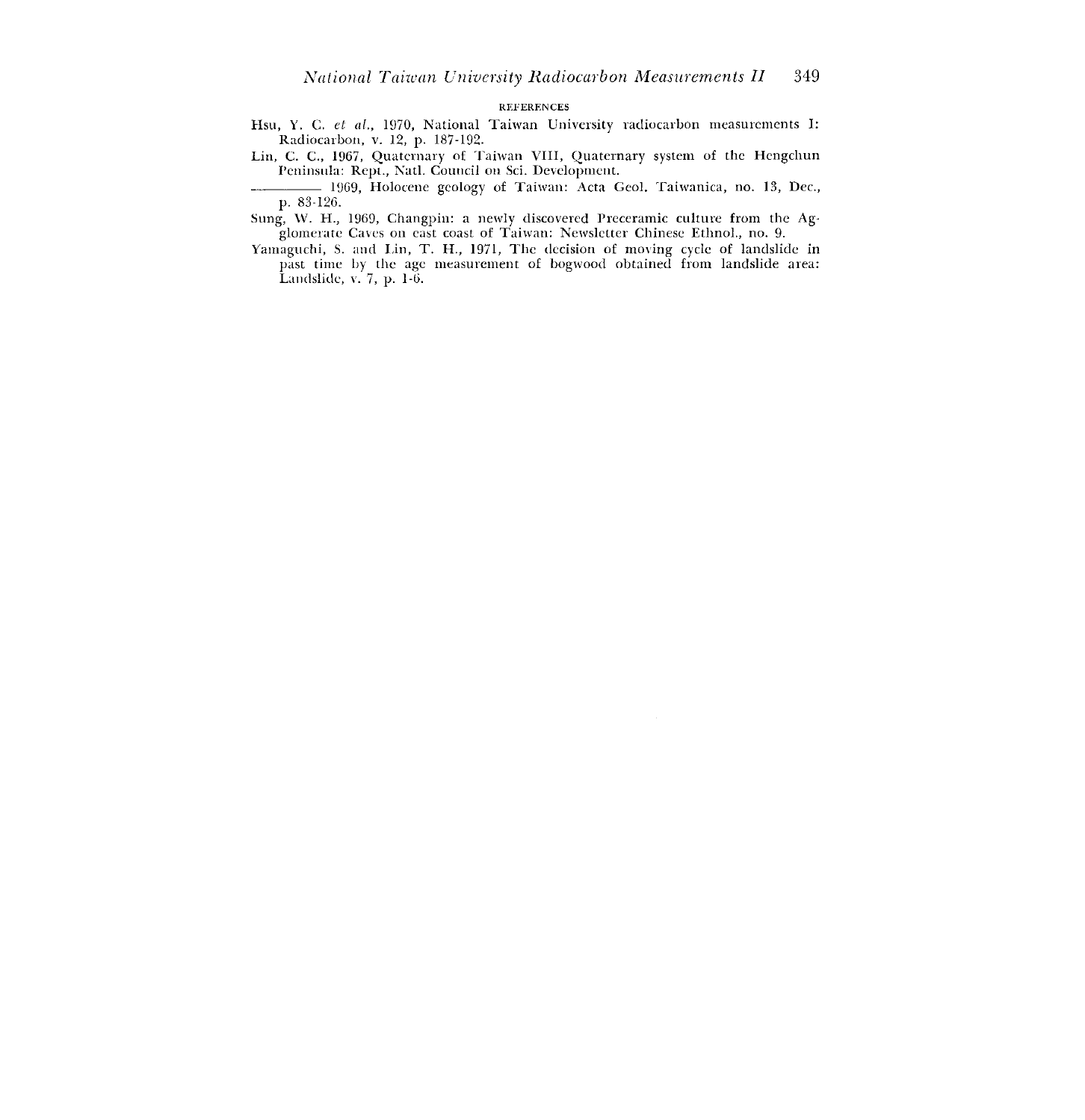### REFERENCES

Hsu, Y. C. *et al.*, 1970, National Taiwan University radiocarbon measurements I: Radiocarbon, v. 12, p. 187-192.

Lin, C. C., 1967, Quaternary of Taiwan VIII, Quaternary system of the Hengchun Peninsula: Rept., Natl. Council on Sci. Development.

———— 1969, Holocene geology of Taiwan: Acta Geol. Taiwanica, no. 13, Dec., p. 83-126.

Sung, W. H., 1969, Changpin: a newly discovered Preceramic culture from the Agglomerate Caves on east coast of Taiwan: Newsletter Chinese Ethnol., no. 9.

Yamaguchi, S. and Lin, T. H., 1971, The decision of moving cycle of landslide in past time by the age measurement of bogwood obtained from landslide area: Landslide, v. 7, p. 1-6.